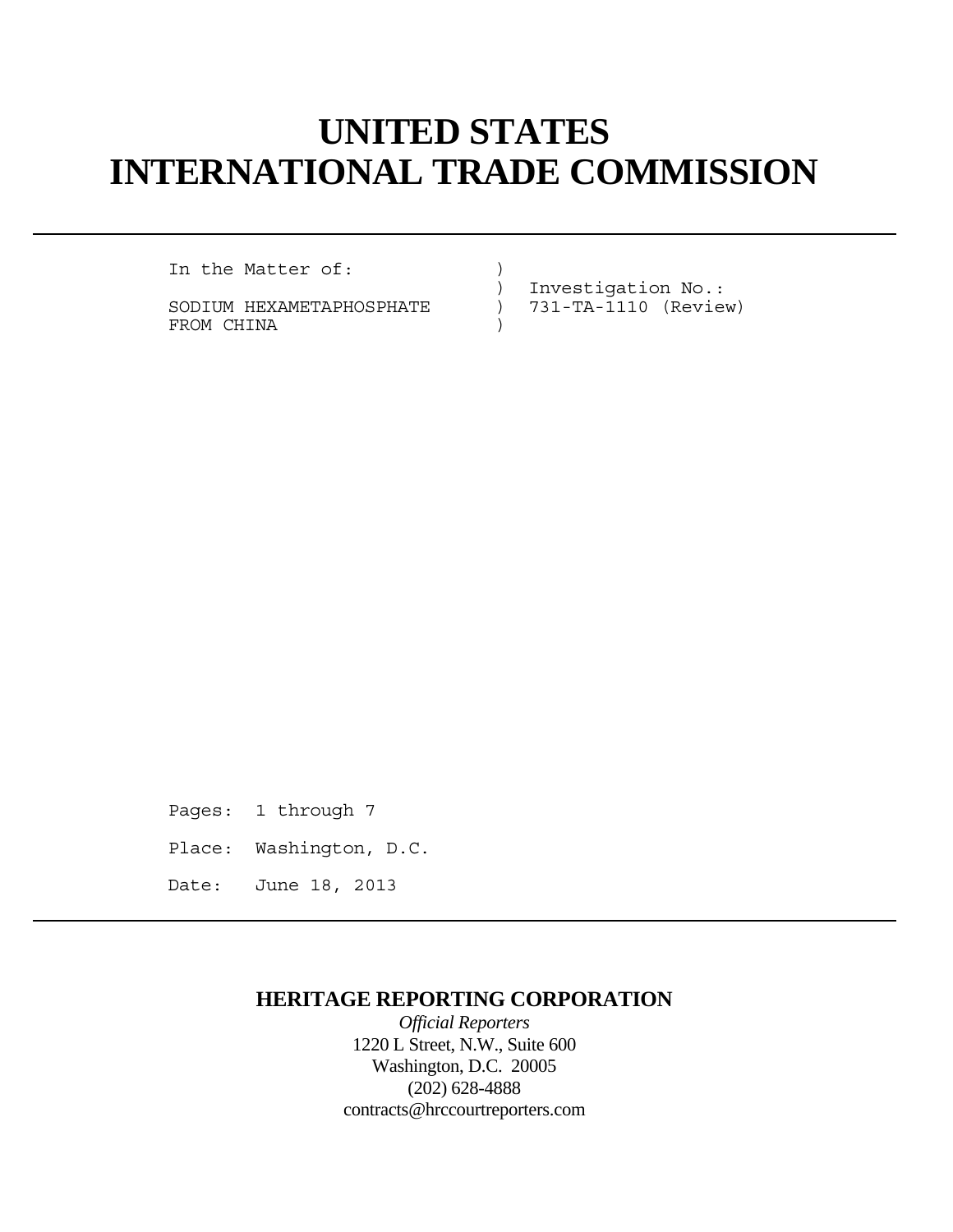# UNITED STATES INTERNATIONAL TRADE COMMISSION

```
In the Matter of:              )
                               )  Investigation No.:
SODIUM HEXAMETAPHOSPHATE       )  731-TA-1110 (Review)
FROM CHINA                     )
```

Pages: 1 through 7

Place: Washington, D.C.

Date: June 18, 2013

**HERITAGE REPORTING CORPORATION**

*Official Reporters*

1220 L Street, N.W., Suite 600

Washington, D.C. 20005

(202) 628-4888

contracts@hrccourtreporters.com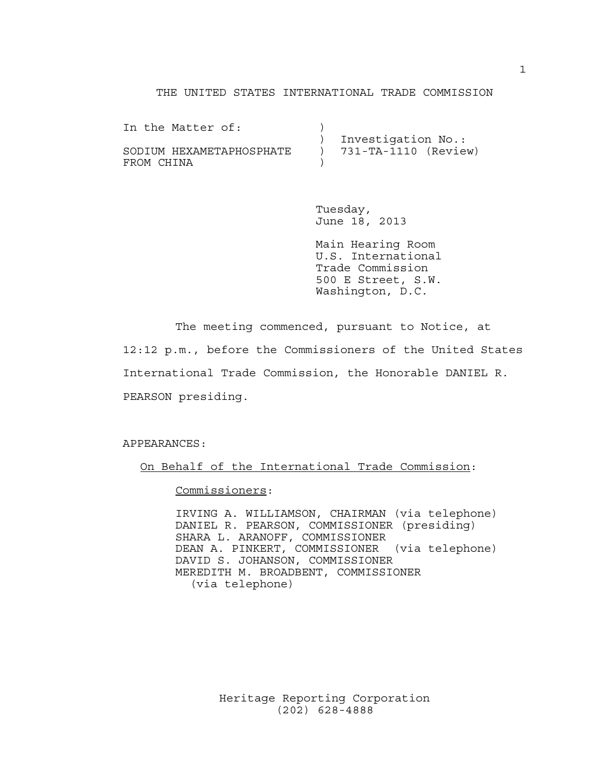THE UNITED STATES INTERNATIONAL TRADE COMMISSION

```
In the Matter of:           )
                            )  Investigation No.:
SODIUM HEXAMETAPHOSPHATE    )  731-TA-1110 (Review)
FROM CHINA                  )
```

Tuesday,
June 18, 2013

Main Hearing Room
U.S. International
Trade Commission
500 E Street, S.W.
Washington, D.C.

The meeting commenced, pursuant to Notice, at 12:12 p.m., before the Commissioners of the United States International Trade Commission, the Honorable DANIEL R. PEARSON presiding.

APPEARANCES:

On Behalf of the International Trade Commission:

Commissioners:

IRVING A. WILLIAMSON, CHAIRMAN (via telephone)
DANIEL R. PEARSON, COMMISSIONER (presiding)
SHARA L. ARANOFF, COMMISSIONER
DEAN A. PINKERT, COMMISSIONER (via telephone)
DAVID S. JOHANSON, COMMISSIONER
MEREDITH M. BROADBENT, COMMISSIONER
(via telephone)

Heritage Reporting Corporation
(202) 628-4888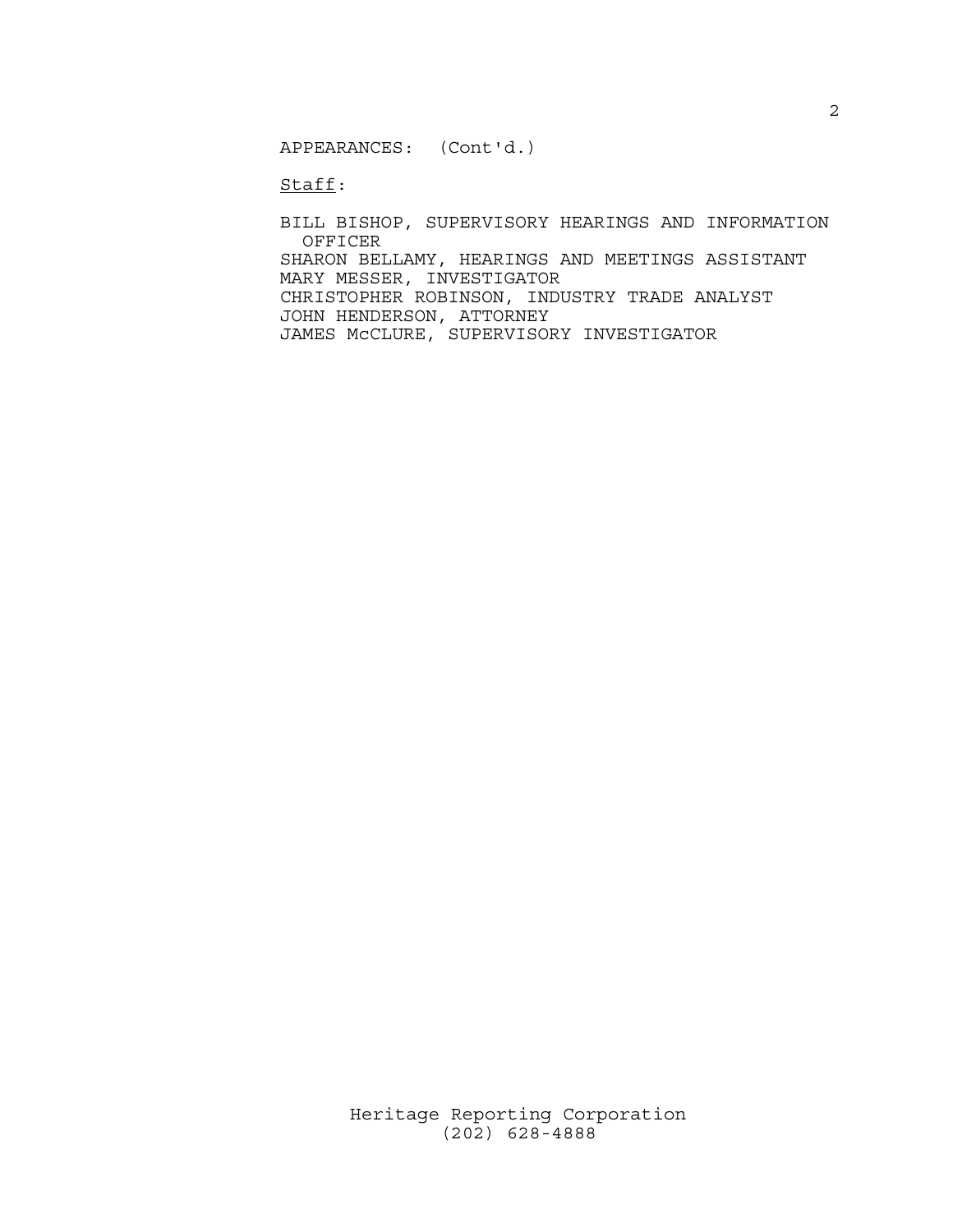APPEARANCES: (Cont'd.)

Staff:

BILL BISHOP, SUPERVISORY HEARINGS AND INFORMATION OFFICER
SHARON BELLAMY, HEARINGS AND MEETINGS ASSISTANT
MARY MESSER, INVESTIGATOR
CHRISTOPHER ROBINSON, INDUSTRY TRADE ANALYST
JOHN HENDERSON, ATTORNEY
JAMES McCLURE, SUPERVISORY INVESTIGATOR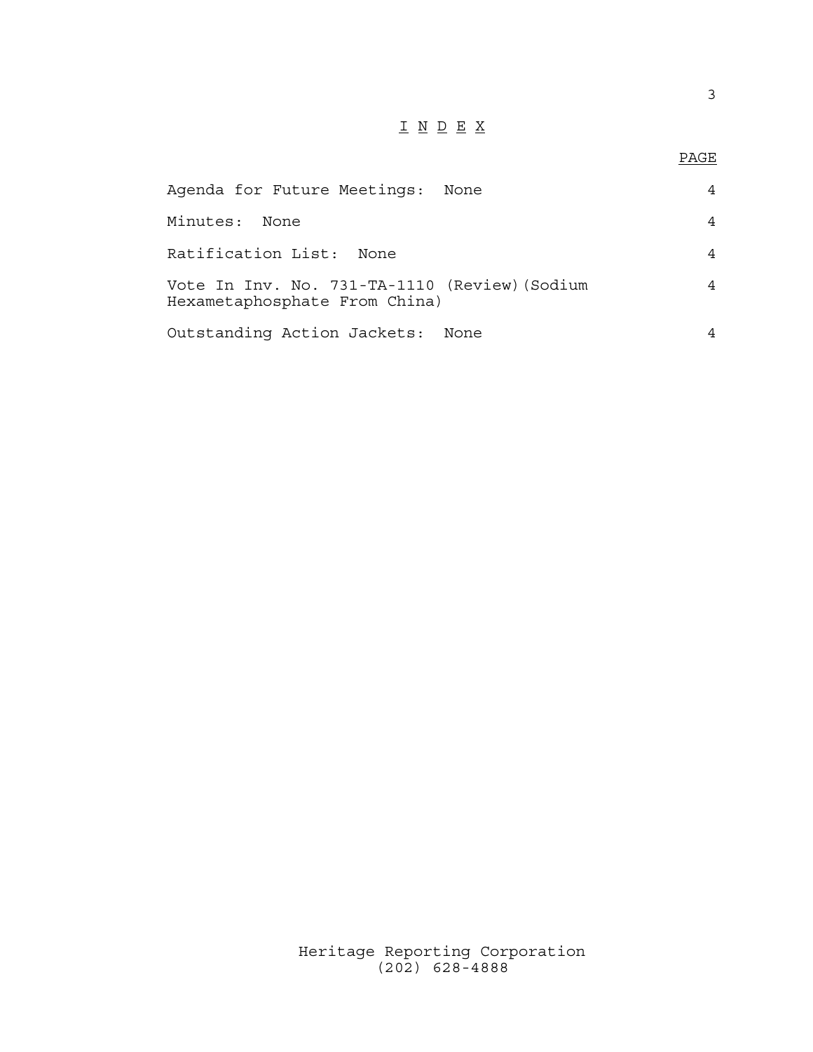# I N D E X

| | PAGE |
| --- | --- |
| Agenda for Future Meetings: None | 4 |
| Minutes: None | 4 |
| Ratification List: None | 4 |
| Vote In Inv. No. 731-TA-1110 (Review)(Sodium Hexametaphosphate From China) | 4 |
| Outstanding Action Jackets: None | 4 |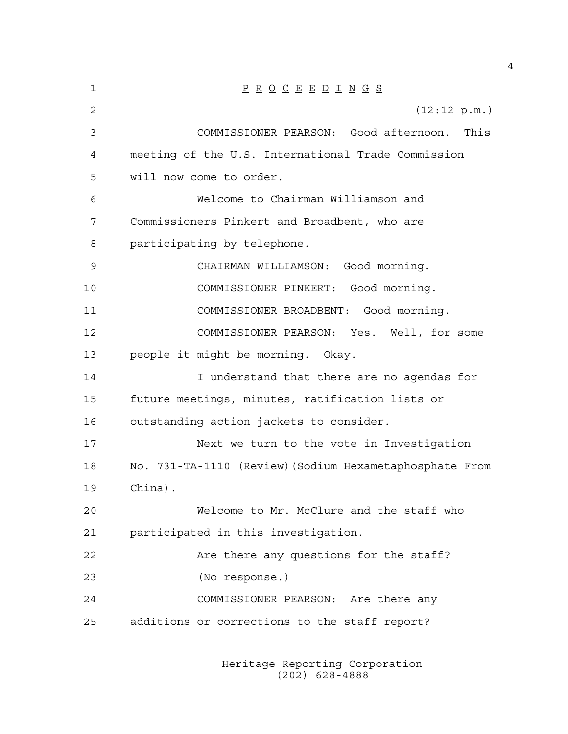P R O C E E D I N G S

(12:12 p.m.)

COMMISSIONER PEARSON: Good afternoon. This meeting of the U.S. International Trade Commission will now come to order.

Welcome to Chairman Williamson and Commissioners Pinkert and Broadbent, who are participating by telephone.

CHAIRMAN WILLIAMSON: Good morning.

COMMISSIONER PINKERT: Good morning.

COMMISSIONER BROADBENT: Good morning.

COMMISSIONER PEARSON: Yes. Well, for some people it might be morning. Okay.

I understand that there are no agendas for future meetings, minutes, ratification lists or outstanding action jackets to consider.

Next we turn to the vote in Investigation No. 731-TA-1110 (Review)(Sodium Hexametaphosphate From China).

Welcome to Mr. McClure and the staff who participated in this investigation.

Are there any questions for the staff?

(No response.)

COMMISSIONER PEARSON: Are there any additions or corrections to the staff report?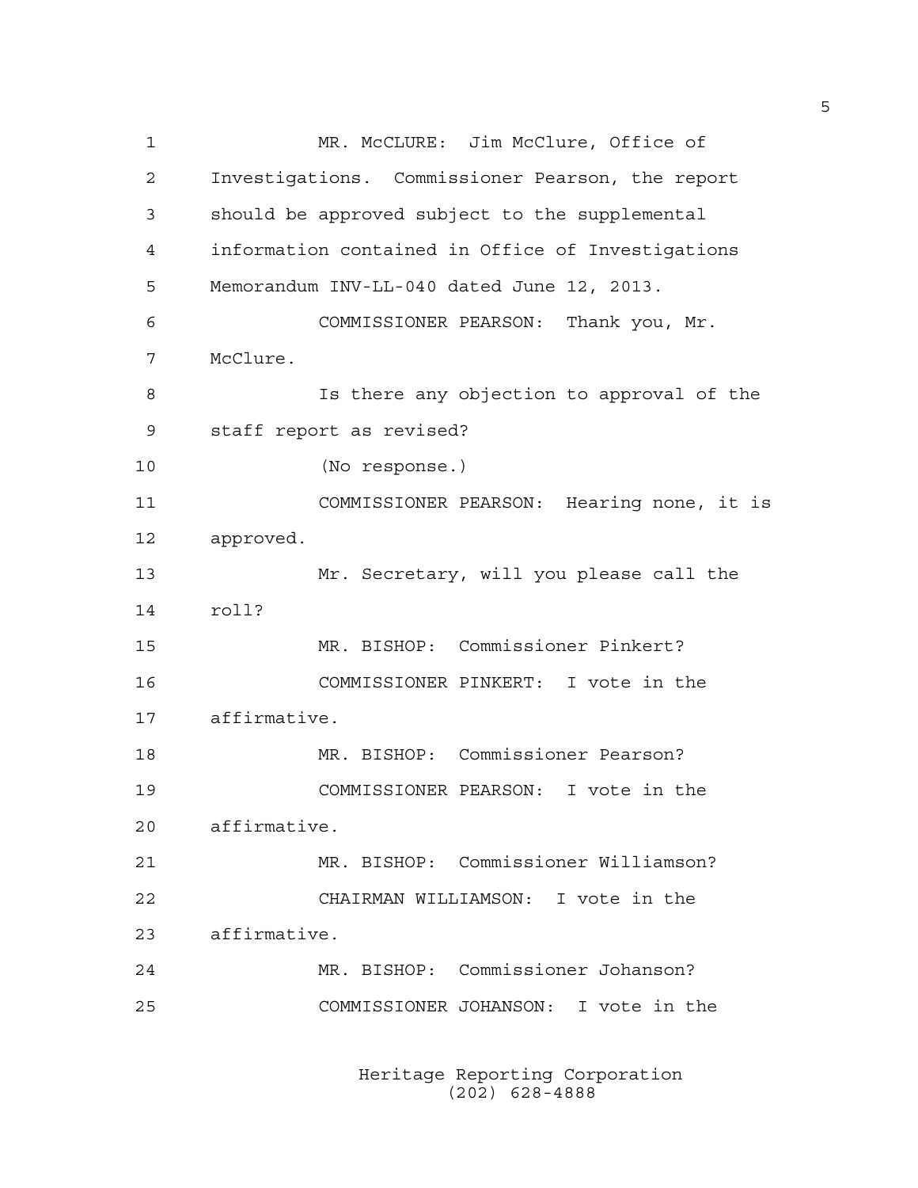MR. McCLURE: Jim McClure, Office of Investigations. Commissioner Pearson, the report should be approved subject to the supplemental information contained in Office of Investigations Memorandum INV-LL-040 dated June 12, 2013.

COMMISSIONER PEARSON: Thank you, Mr. McClure.

Is there any objection to approval of the staff report as revised?

(No response.)

COMMISSIONER PEARSON: Hearing none, it is approved.

Mr. Secretary, will you please call the roll?

MR. BISHOP: Commissioner Pinkert?

COMMISSIONER PINKERT: I vote in the affirmative.

MR. BISHOP: Commissioner Pearson?

COMMISSIONER PEARSON: I vote in the affirmative.

MR. BISHOP: Commissioner Williamson?

CHAIRMAN WILLIAMSON: I vote in the affirmative.

MR. BISHOP: Commissioner Johanson?

COMMISSIONER JOHANSON: I vote in the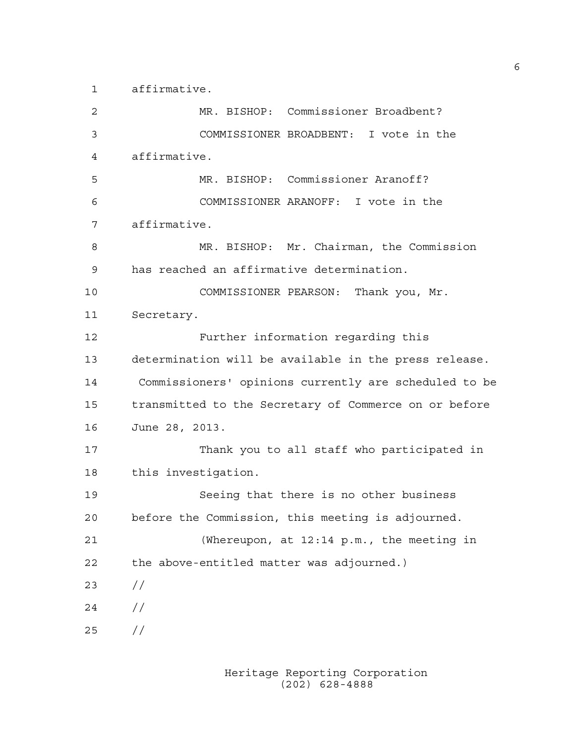affirmative.

MR. BISHOP: Commissioner Broadbent?

COMMISSIONER BROADBENT: I vote in the affirmative.

MR. BISHOP: Commissioner Aranoff?

COMMISSIONER ARANOFF: I vote in the affirmative.

MR. BISHOP: Mr. Chairman, the Commission has reached an affirmative determination.

COMMISSIONER PEARSON: Thank you, Mr. Secretary.

Further information regarding this determination will be available in the press release. Commissioners' opinions currently are scheduled to be transmitted to the Secretary of Commerce on or before June 28, 2013.

Thank you to all staff who participated in this investigation.

Seeing that there is no other business before the Commission, this meeting is adjourned.

(Whereupon, at 12:14 p.m., the meeting in the above-entitled matter was adjourned.)

//

//

//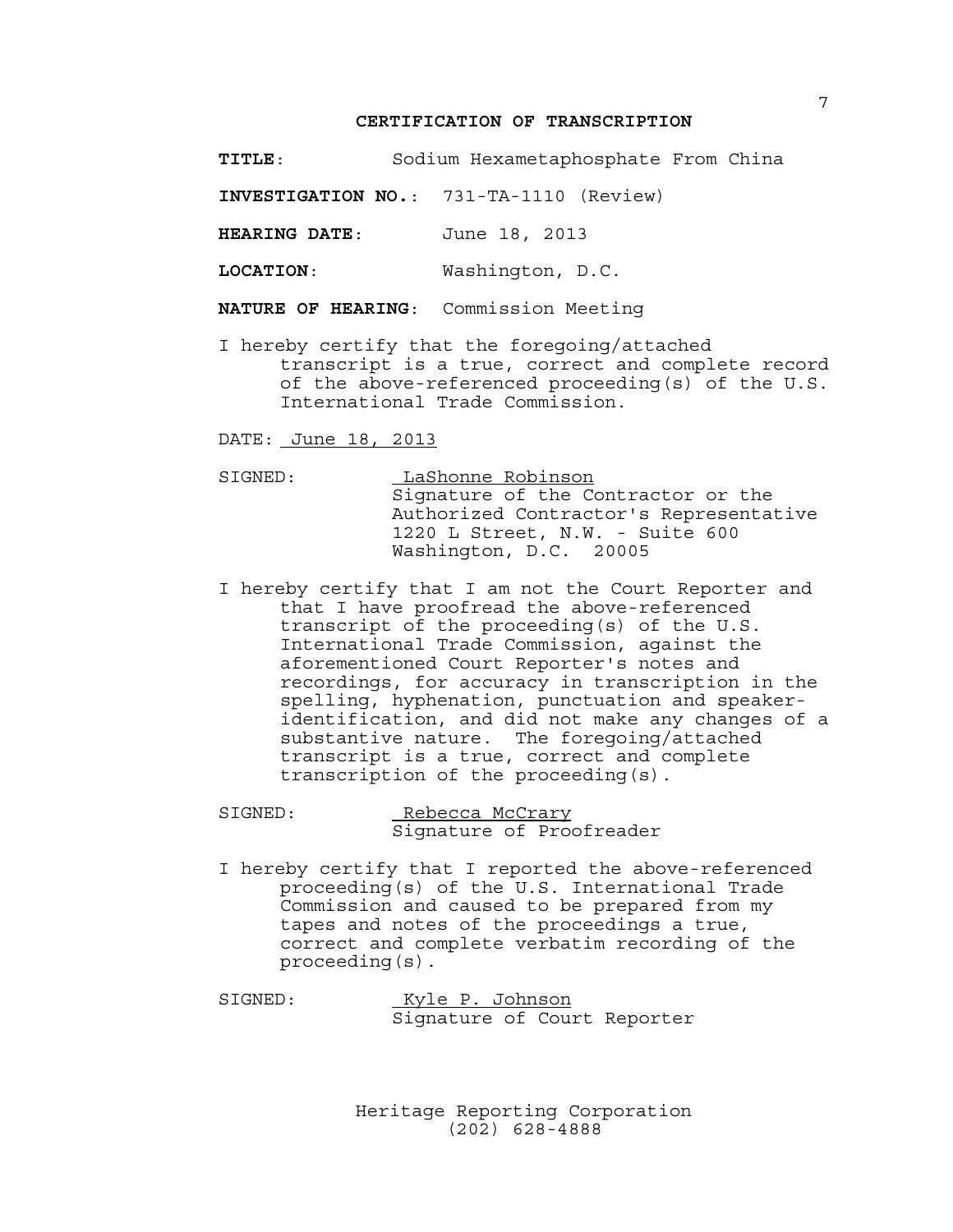**CERTIFICATION OF TRANSCRIPTION**

**TITLE**: Sodium Hexametaphosphate From China

**INVESTIGATION NO.**: 731-TA-1110 (Review)

**HEARING DATE**: June 18, 2013

**LOCATION**: Washington, D.C.

**NATURE OF HEARING**: Commission Meeting

I hereby certify that the foregoing/attached transcript is a true, correct and complete record of the above-referenced proceeding(s) of the U.S. International Trade Commission.

DATE: June 18, 2013

SIGNED: LaShonne Robinson
Signature of the Contractor or the Authorized Contractor's Representative
1220 L Street, N.W. - Suite 600
Washington, D.C. 20005

I hereby certify that I am not the Court Reporter and that I have proofread the above-referenced transcript of the proceeding(s) of the U.S. International Trade Commission, against the aforementioned Court Reporter's notes and recordings, for accuracy in transcription in the spelling, hyphenation, punctuation and speaker-identification, and did not make any changes of a substantive nature. The foregoing/attached transcript is a true, correct and complete transcription of the proceeding(s).

SIGNED: Rebecca McCrary
Signature of Proofreader

I hereby certify that I reported the above-referenced proceeding(s) of the U.S. International Trade Commission and caused to be prepared from my tapes and notes of the proceedings a true, correct and complete verbatim recording of the proceeding(s).

SIGNED: Kyle P. Johnson
Signature of Court Reporter